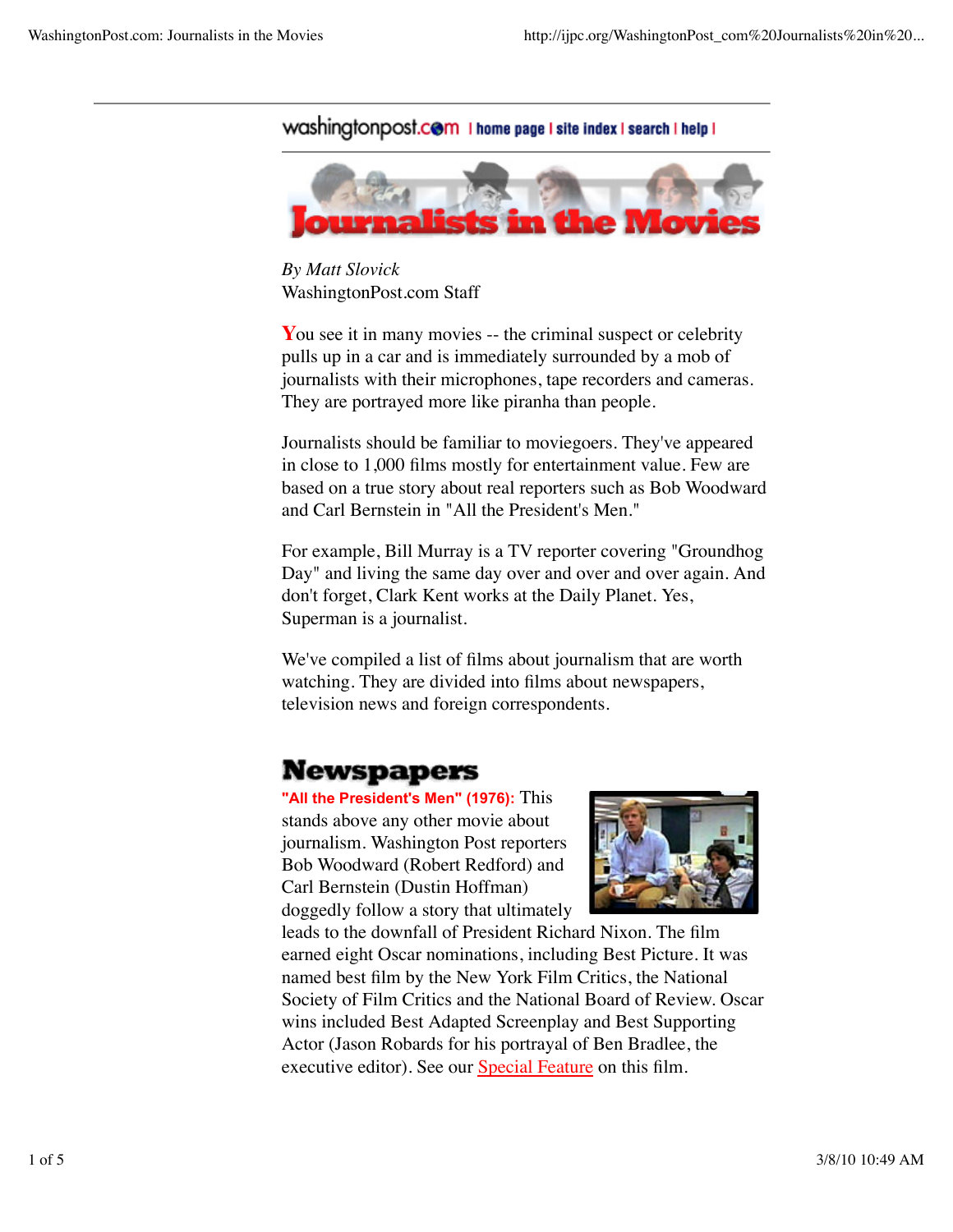washingtonpost.com | home page | site index | search | help |

# Journalists in the Movies

*By Matt Slovick*
WashingtonPost.com Staff

You see it in many movies -- the criminal suspect or celebrity pulls up in a car and is immediately surrounded by a mob of journalists with their microphones, tape recorders and cameras. They are portrayed more like piranha than people.

Journalists should be familiar to moviegoers. They've appeared in close to 1,000 films mostly for entertainment value. Few are based on a true story about real reporters such as Bob Woodward and Carl Bernstein in "All the President's Men."

For example, Bill Murray is a TV reporter covering "Groundhog Day" and living the same day over and over and over again. And don't forget, Clark Kent works at the Daily Planet. Yes, Superman is a journalist.

We've compiled a list of films about journalism that are worth watching. They are divided into films about newspapers, television news and foreign correspondents.

## Newspapers

**"All the President's Men" (1976):** This stands above any other movie about journalism. Washington Post reporters Bob Woodward (Robert Redford) and Carl Bernstein (Dustin Hoffman) doggedly follow a story that ultimately leads to the downfall of President Richard Nixon. The film earned eight Oscar nominations, including Best Picture. It was named best film by the New York Film Critics, the National Society of Film Critics and the National Board of Review. Oscar wins included Best Adapted Screenplay and Best Supporting Actor (Jason Robards for his portrayal of Ben Bradlee, the executive editor). See our Special Feature on this film.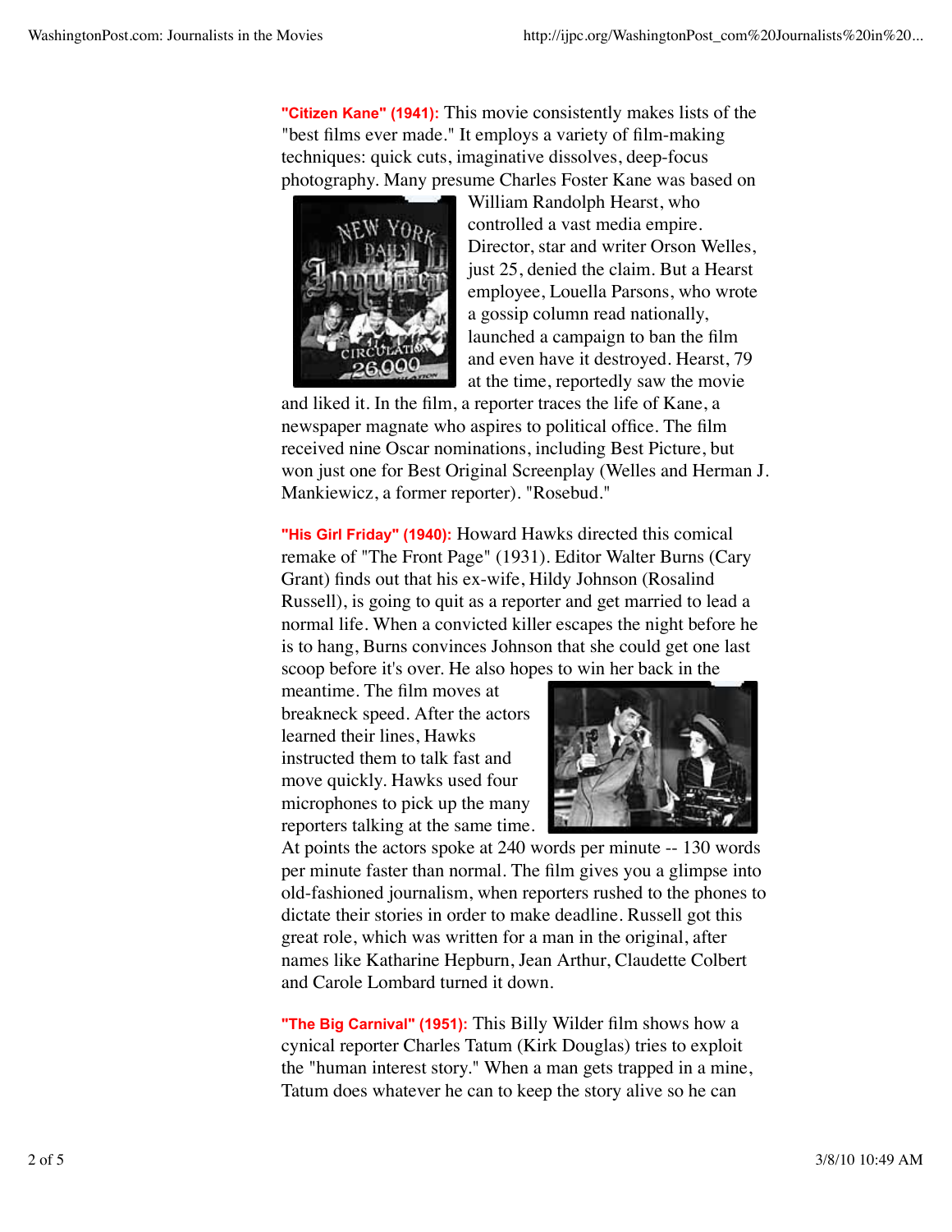**"Citizen Kane" (1941):** This movie consistently makes lists of the "best films ever made." It employs a variety of film-making techniques: quick cuts, imaginative dissolves, deep-focus photography. Many presume Charles Foster Kane was based on William Randolph Hearst, who controlled a vast media empire. Director, star and writer Orson Welles, just 25, denied the claim. But a Hearst employee, Louella Parsons, who wrote a gossip column read nationally, launched a campaign to ban the film and even have it destroyed. Hearst, 79 at the time, reportedly saw the movie and liked it. In the film, a reporter traces the life of Kane, a newspaper magnate who aspires to political office. The film received nine Oscar nominations, including Best Picture, but won just one for Best Original Screenplay (Welles and Herman J. Mankiewicz, a former reporter). "Rosebud."

**"His Girl Friday" (1940):** Howard Hawks directed this comical remake of "The Front Page" (1931). Editor Walter Burns (Cary Grant) finds out that his ex-wife, Hildy Johnson (Rosalind Russell), is going to quit as a reporter and get married to lead a normal life. When a convicted killer escapes the night before he is to hang, Burns convinces Johnson that she could get one last scoop before it's over. He also hopes to win her back in the meantime. The film moves at breakneck speed. After the actors learned their lines, Hawks instructed them to talk fast and move quickly. Hawks used four microphones to pick up the many reporters talking at the same time. At points the actors spoke at 240 words per minute -- 130 words per minute faster than normal. The film gives you a glimpse into old-fashioned journalism, when reporters rushed to the phones to dictate their stories in order to make deadline. Russell got this great role, which was written for a man in the original, after names like Katharine Hepburn, Jean Arthur, Claudette Colbert and Carole Lombard turned it down.

**"The Big Carnival" (1951):** This Billy Wilder film shows how a cynical reporter Charles Tatum (Kirk Douglas) tries to exploit the "human interest story." When a man gets trapped in a mine, Tatum does whatever he can to keep the story alive so he can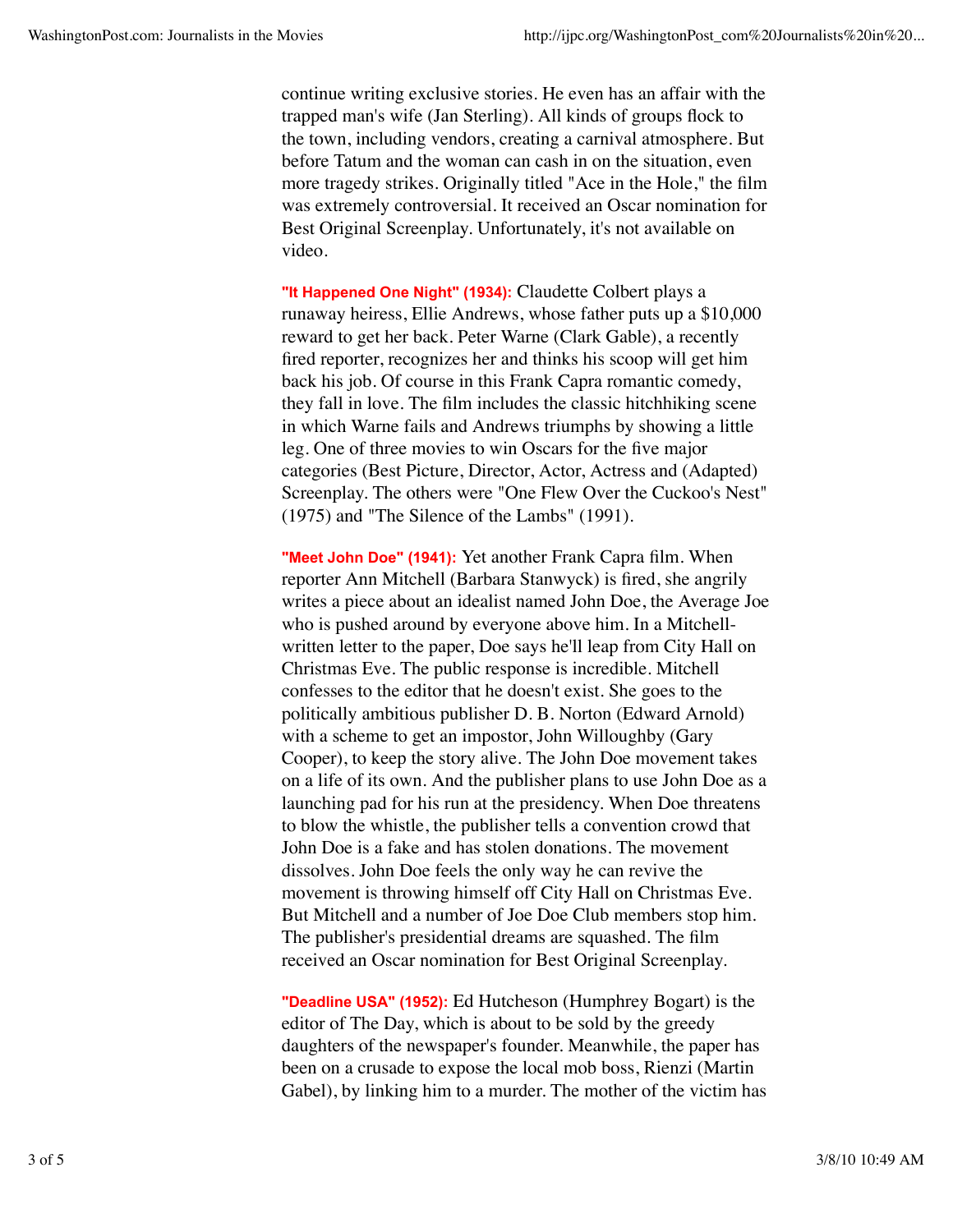continue writing exclusive stories. He even has an affair with the trapped man's wife (Jan Sterling). All kinds of groups flock to the town, including vendors, creating a carnival atmosphere. But before Tatum and the woman can cash in on the situation, even more tragedy strikes. Originally titled "Ace in the Hole," the film was extremely controversial. It received an Oscar nomination for Best Original Screenplay. Unfortunately, it's not available on video.

**"It Happened One Night" (1934):** Claudette Colbert plays a runaway heiress, Ellie Andrews, whose father puts up a $10,000 reward to get her back. Peter Warne (Clark Gable), a recently fired reporter, recognizes her and thinks his scoop will get him back his job. Of course in this Frank Capra romantic comedy, they fall in love. The film includes the classic hitchhiking scene in which Warne fails and Andrews triumphs by showing a little leg. One of three movies to win Oscars for the five major categories (Best Picture, Director, Actor, Actress and (Adapted) Screenplay. The others were "One Flew Over the Cuckoo's Nest" (1975) and "The Silence of the Lambs" (1991).

**"Meet John Doe" (1941):** Yet another Frank Capra film. When reporter Ann Mitchell (Barbara Stanwyck) is fired, she angrily writes a piece about an idealist named John Doe, the Average Joe who is pushed around by everyone above him. In a Mitchell-written letter to the paper, Doe says he'll leap from City Hall on Christmas Eve. The public response is incredible. Mitchell confesses to the editor that he doesn't exist. She goes to the politically ambitious publisher D. B. Norton (Edward Arnold) with a scheme to get an impostor, John Willoughby (Gary Cooper), to keep the story alive. The John Doe movement takes on a life of its own. And the publisher plans to use John Doe as a launching pad for his run at the presidency. When Doe threatens to blow the whistle, the publisher tells a convention crowd that John Doe is a fake and has stolen donations. The movement dissolves. John Doe feels the only way he can revive the movement is throwing himself off City Hall on Christmas Eve. But Mitchell and a number of Joe Doe Club members stop him. The publisher's presidential dreams are squashed. The film received an Oscar nomination for Best Original Screenplay.

**"Deadline USA" (1952):** Ed Hutcheson (Humphrey Bogart) is the editor of The Day, which is about to be sold by the greedy daughters of the newspaper's founder. Meanwhile, the paper has been on a crusade to expose the local mob boss, Rienzi (Martin Gabel), by linking him to a murder. The mother of the victim has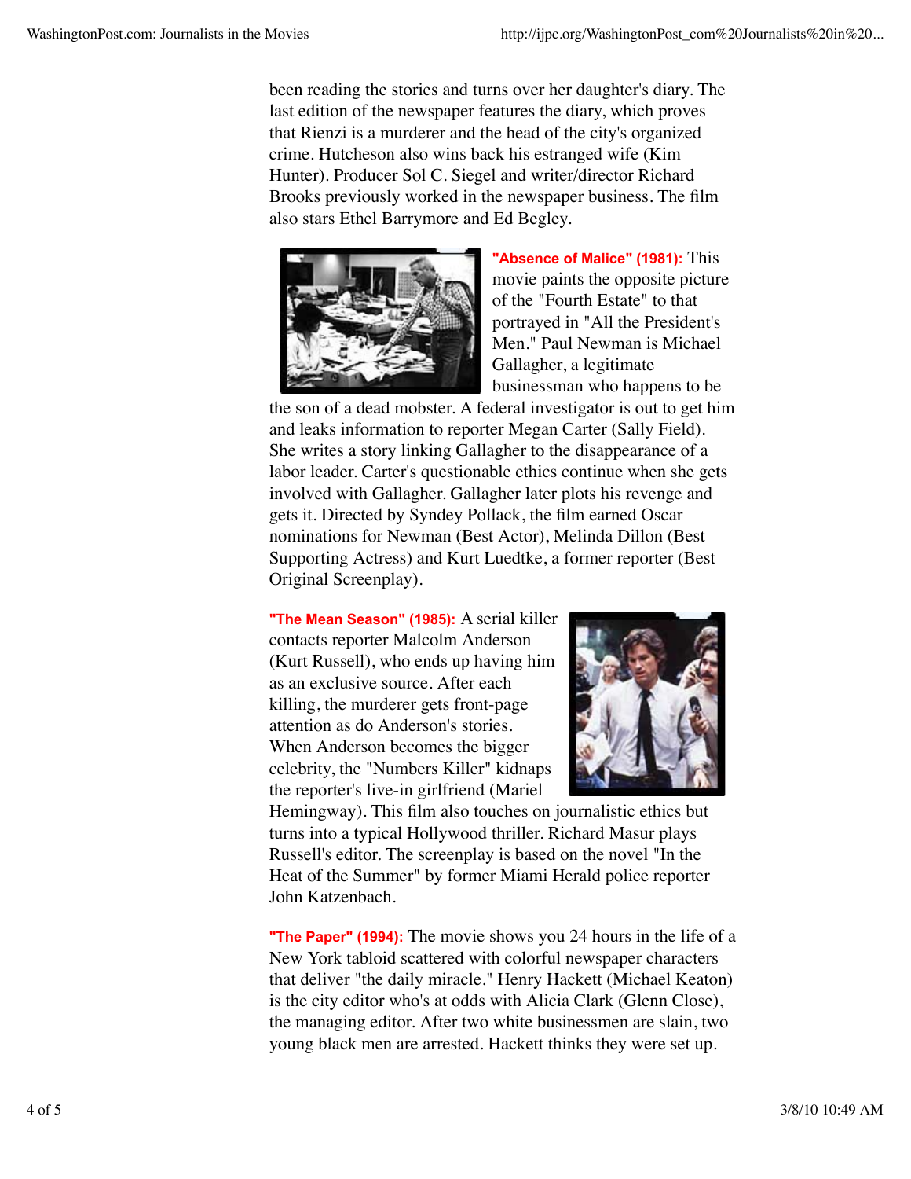been reading the stories and turns over her daughter's diary. The last edition of the newspaper features the diary, which proves that Rienzi is a murderer and the head of the city's organized crime. Hutcheson also wins back his estranged wife (Kim Hunter). Producer Sol C. Siegel and writer/director Richard Brooks previously worked in the newspaper business. The film also stars Ethel Barrymore and Ed Begley.

**"Absence of Malice" (1981):** This movie paints the opposite picture of the "Fourth Estate" to that portrayed in "All the President's Men." Paul Newman is Michael Gallagher, a legitimate businessman who happens to be the son of a dead mobster. A federal investigator is out to get him and leaks information to reporter Megan Carter (Sally Field). She writes a story linking Gallagher to the disappearance of a labor leader. Carter's questionable ethics continue when she gets involved with Gallagher. Gallagher later plots his revenge and gets it. Directed by Syndey Pollack, the film earned Oscar nominations for Newman (Best Actor), Melinda Dillon (Best Supporting Actress) and Kurt Luedtke, a former reporter (Best Original Screenplay).

**"The Mean Season" (1985):** A serial killer contacts reporter Malcolm Anderson (Kurt Russell), who ends up having him as an exclusive source. After each killing, the murderer gets front-page attention as do Anderson's stories. When Anderson becomes the bigger celebrity, the "Numbers Killer" kidnaps the reporter's live-in girlfriend (Mariel Hemingway). This film also touches on journalistic ethics but turns into a typical Hollywood thriller. Richard Masur plays Russell's editor. The screenplay is based on the novel "In the Heat of the Summer" by former Miami Herald police reporter John Katzenbach.

**"The Paper" (1994):** The movie shows you 24 hours in the life of a New York tabloid scattered with colorful newspaper characters that deliver "the daily miracle." Henry Hackett (Michael Keaton) is the city editor who's at odds with Alicia Clark (Glenn Close), the managing editor. After two white businessmen are slain, two young black men are arrested. Hackett thinks they were set up.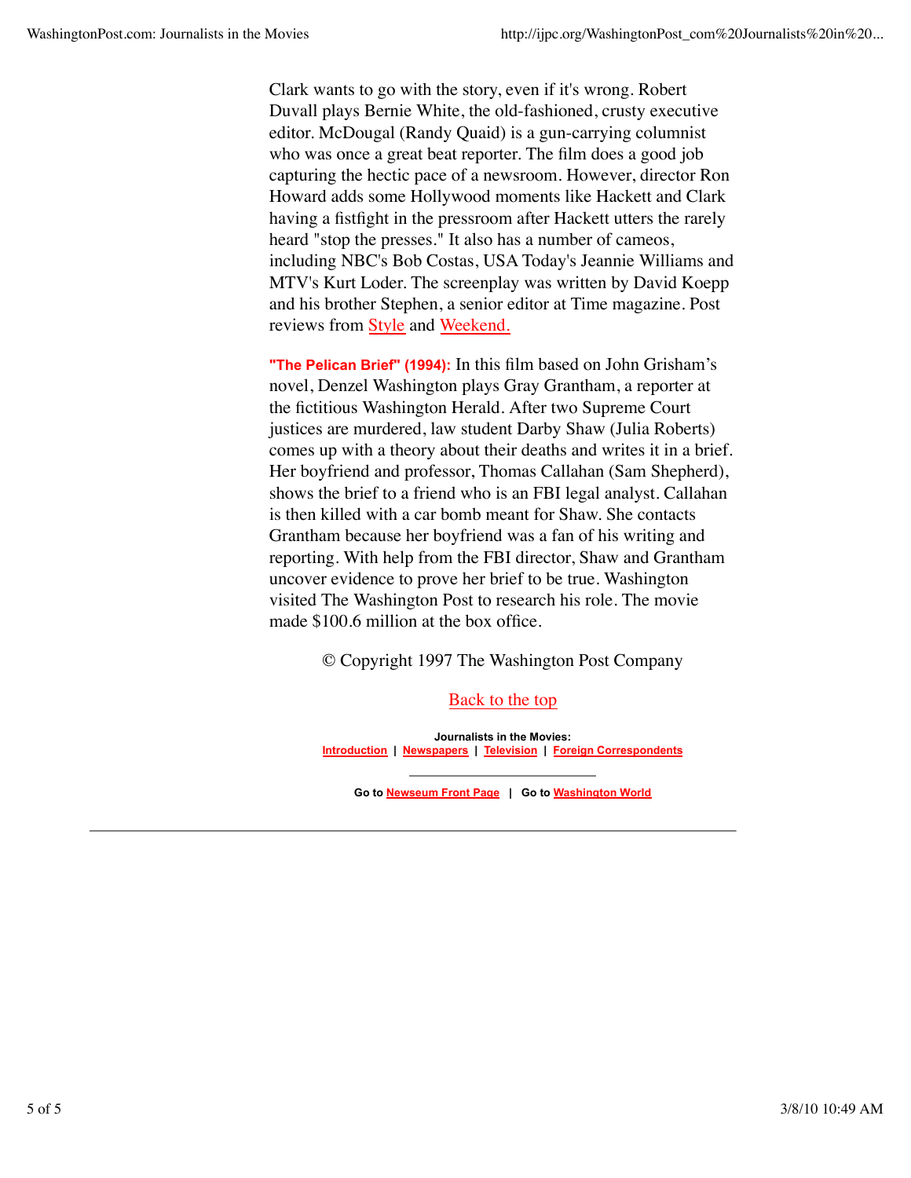Clark wants to go with the story, even if it's wrong. Robert Duvall plays Bernie White, the old-fashioned, crusty executive editor. McDougal (Randy Quaid) is a gun-carrying columnist who was once a great beat reporter. The film does a good job capturing the hectic pace of a newsroom. However, director Ron Howard adds some Hollywood moments like Hackett and Clark having a fistfight in the pressroom after Hackett utters the rarely heard "stop the presses." It also has a number of cameos, including NBC's Bob Costas, USA Today's Jeannie Williams and MTV's Kurt Loder. The screenplay was written by David Koepp and his brother Stephen, a senior editor at Time magazine. Post reviews from Style and Weekend.

**"The Pelican Brief" (1994):** In this film based on John Grisham's novel, Denzel Washington plays Gray Grantham, a reporter at the fictitious Washington Herald. After two Supreme Court justices are murdered, law student Darby Shaw (Julia Roberts) comes up with a theory about their deaths and writes it in a brief. Her boyfriend and professor, Thomas Callahan (Sam Shepherd), shows the brief to a friend who is an FBI legal analyst. Callahan is then killed with a car bomb meant for Shaw. She contacts Grantham because her boyfriend was a fan of his writing and reporting. With help from the FBI director, Shaw and Grantham uncover evidence to prove her brief to be true. Washington visited The Washington Post to research his role. The movie made $100.6 million at the box office.

© Copyright 1997 The Washington Post Company

Back to the top

**Journalists in the Movies:**
**Introduction | Newspapers | Television | Foreign Correspondents**

---

**Go to Newseum Front Page | Go to Washington World**